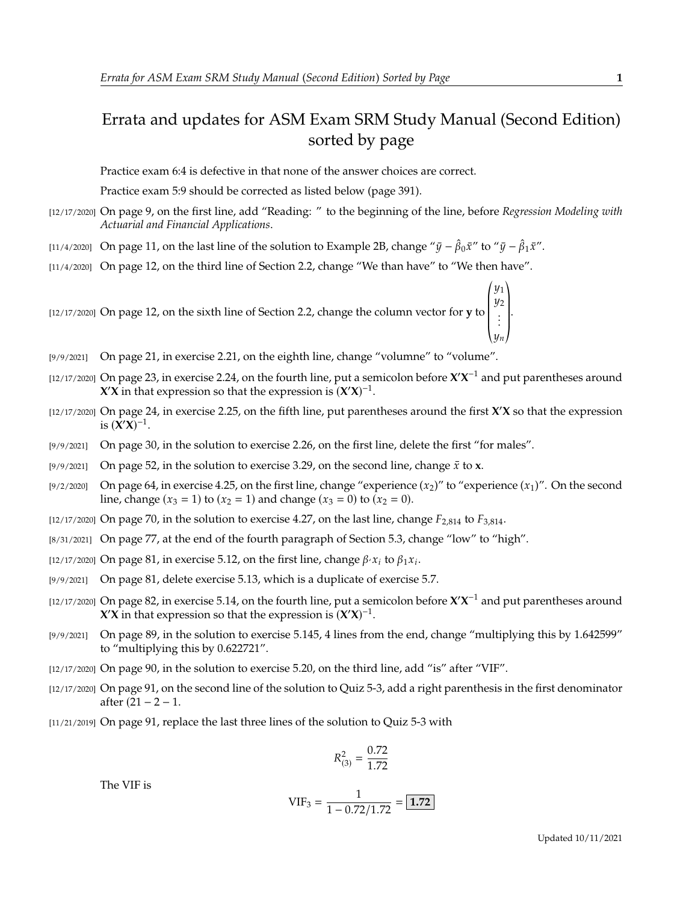# Errata and updates for ASM Exam SRM Study Manual (Second Edition) sorted by page

Practice exam 6:4 is defective in that none of the answer choices are correct.

Practice exam 5:9 should be corrected as listed below (page 391).

[12/17/2020] On page 9, on the first line, add "Reading: " to the beginning of the line, before *Regression Modeling with Actuarial and Financial Applications*.

[11/4/2020] On page 11, on the last line of the solution to Example 2B, change "$\bar{y} - \hat{\beta}_0\bar{x}$" to "$\bar{y} - \hat{\beta}_1\bar{x}$".

[11/4/2020] On page 12, on the third line of Section 2.2, change "We than have" to "We then have".

[12/17/2020] On page 12, on the sixth line of Section 2.2, change the column vector for $\mathbf{y}$ to $\begin{pmatrix} y_1 \\ y_2 \\ \vdots \\ y_n \end{pmatrix}$.

[9/9/2021] On page 21, in exercise 2.21, on the eighth line, change "volumne" to "volume".

[12/17/2020] On page 23, in exercise 2.24, on the fourth line, put a semicolon before $\mathbf{X'X}^{-1}$ and put parentheses around $\mathbf{X'X}$ in that expression so that the expression is $(\mathbf{X'X})^{-1}$.

[12/17/2020] On page 24, in exercise 2.25, on the fifth line, put parentheses around the first $\mathbf{X'X}$ so that the expression is $(\mathbf{X'X})^{-1}$.

[9/9/2021] On page 30, in the solution to exercise 2.26, on the first line, delete the first "for males".

[9/9/2021] On page 52, in the solution to exercise 3.29, on the second line, change $\bar{x}$ to $\mathbf{x}$.

[9/2/2020] On page 64, in exercise 4.25, on the first line, change "experience ($x_2$)" to "experience ($x_1$)". On the second line, change ($x_3 = 1$) to ($x_2 = 1$) and change ($x_3 = 0$) to ($x_2 = 0$).

[12/17/2020] On page 70, in the solution to exercise 4.27, on the last line, change $F_{2,814}$ to $F_{3,814}$.

[8/31/2021] On page 77, at the end of the fourth paragraph of Section 5.3, change "low" to "high".

[12/17/2020] On page 81, in exercise 5.12, on the first line, change $\beta \cdot x_i$ to $\beta_1 x_i$.

[9/9/2021] On page 81, delete exercise 5.13, which is a duplicate of exercise 5.7.

[12/17/2020] On page 82, in exercise 5.14, on the fourth line, put a semicolon before $\mathbf{X'X}^{-1}$ and put parentheses around $\mathbf{X'X}$ in that expression so that the expression is $(\mathbf{X'X})^{-1}$.

[9/9/2021] On page 89, in the solution to exercise 5.145, 4 lines from the end, change "multiplying this by 1.642599" to "multiplying this by 0.622721".

[12/17/2020] On page 90, in the solution to exercise 5.20, on the third line, add "is" after "VIF".

[12/17/2020] On page 91, on the second line of the solution to Quiz 5-3, add a right parenthesis in the first denominator after $(21 - 2 - 1$.

[11/21/2019] On page 91, replace the last three lines of the solution to Quiz 5-3 with

$$R^2_{(3)} = \frac{0.72}{1.72}$$

The VIF is

$$\text{VIF}_3 = \frac{1}{1 - 0.72/1.72} = \boxed{\mathbf{1.72}}$$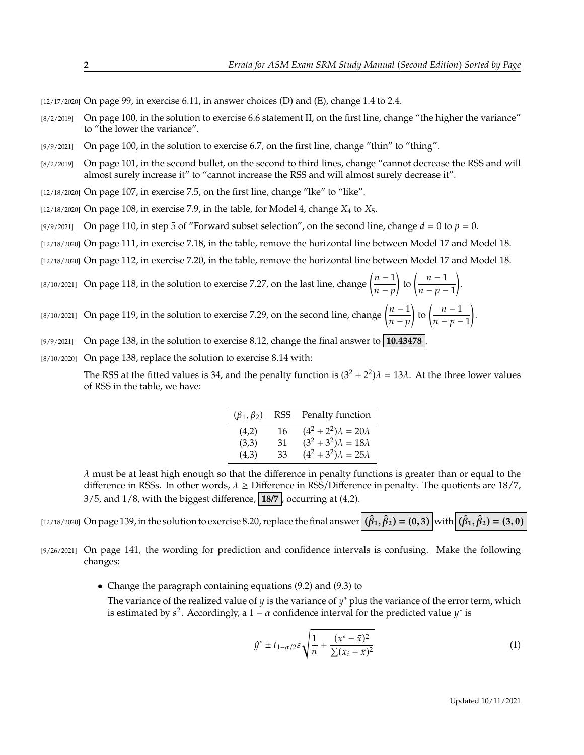[12/17/2020] On page 99, in exercise 6.11, in answer choices (D) and (E), change 1.4 to 2.4.

[8/2/2019] On page 100, in the solution to exercise 6.6 statement II, on the first line, change "the higher the variance" to "the lower the variance".

[9/9/2021] On page 100, in the solution to exercise 6.7, on the first line, change "thin" to "thing".

[8/2/2019] On page 101, in the second bullet, on the second to third lines, change "cannot decrease the RSS and will almost surely increase it" to "cannot increase the RSS and will almost surely decrease it".

[12/18/2020] On page 107, in exercise 7.5, on the first line, change "lke" to "like".

[12/18/2020] On page 108, in exercise 7.9, in the table, for Model 4, change $X_4$ to $X_5$.

[9/9/2021] On page 110, in step 5 of "Forward subset selection", on the second line, change $d = 0$ to $p = 0$.

[12/18/2020] On page 111, in exercise 7.18, in the table, remove the horizontal line between Model 17 and Model 18.

[12/18/2020] On page 112, in exercise 7.20, in the table, remove the horizontal line between Model 17 and Model 18.

[8/10/2021] On page 118, in the solution to exercise 7.27, on the last line, change $\left(\dfrac{n-1}{n-p}\right)$ to $\left(\dfrac{n-1}{n-p-1}\right)$.

[8/10/2021] On page 119, in the solution to exercise 7.29, on the second line, change $\left(\dfrac{n-1}{n-p}\right)$ to $\left(\dfrac{n-1}{n-p-1}\right)$.

[9/9/2021] On page 138, in the solution to exercise 8.12, change the final answer to **10.43478**.

[8/10/2020] On page 138, replace the solution to exercise 8.14 with:

The RSS at the fitted values is 34, and the penalty function is $(3^2 + 2^2)\lambda = 13\lambda$. At the three lower values of RSS in the table, we have:

| $(\beta_1, \beta_2)$ | RSS | Penalty function |
|---|---|---|
| (4,2) | 16 | $(4^2 + 2^2)\lambda = 20\lambda$ |
| (3,3) | 31 | $(3^2 + 3^2)\lambda = 18\lambda$ |
| (4,3) | 33 | $(4^2 + 3^2)\lambda = 25\lambda$ |

$\lambda$ must be at least high enough so that the difference in penalty functions is greater than or equal to the difference in RSSs. In other words, $\lambda \geq$ Difference in RSS/Difference in penalty. The quotients are 18/7, 3/5, and 1/8, with the biggest difference, **18/7**, occurring at (4,2).

[12/18/2020] On page 139, in the solution to exercise 8.20, replace the final answer $\boldsymbol{(\hat{\beta}_1, \hat{\beta}_2) = (0,3)}$ with $\boldsymbol{(\hat{\beta}_1, \hat{\beta}_2) = (3,0)}$

[9/26/2021] On page 141, the wording for prediction and confidence intervals is confusing. Make the following changes:

- Change the paragraph containing equations (9.2) and (9.3) to

  The variance of the realized value of $y$ is the variance of $y^*$ plus the variance of the error term, which is estimated by $s^2$. Accordingly, a $1 - \alpha$ confidence interval for the predicted value $y^*$ is

$$\hat{y}^* \pm t_{1-\alpha/2} s \sqrt{\frac{1}{n} + \frac{(x^* - \bar{x})^2}{\sum (x_i - \bar{x})^2}} \tag{1}$$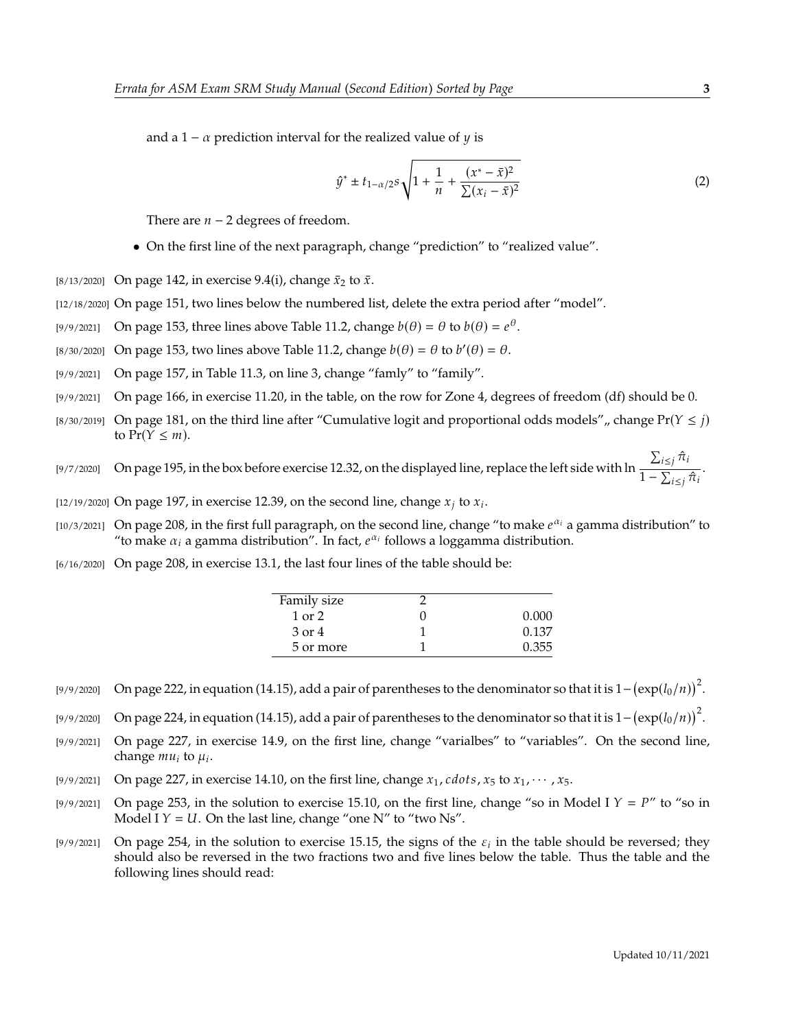and a $1 - \alpha$ prediction interval for the realized value of $y$ is

$$\hat{y}^* \pm t_{1-\alpha/2} s \sqrt{1 + \frac{1}{n} + \frac{(x^* - \bar{x})^2}{\sum(x_i - \bar{x})^2}} \tag{2}$$

There are $n - 2$ degrees of freedom.

- On the first line of the next paragraph, change "prediction" to "realized value".

[8/13/2020] On page 142, in exercise 9.4(i), change $\bar{x}_2$ to $\bar{x}$.

[12/18/2020] On page 151, two lines below the numbered list, delete the extra period after "model".

[9/9/2021] On page 153, three lines above Table 11.2, change $b(\theta) = \theta$ to $b(\theta) = e^{\theta}$.

[8/30/2020] On page 153, two lines above Table 11.2, change $b(\theta) = \theta$ to $b'(\theta) = \theta$.

[9/9/2021] On page 157, in Table 11.3, on line 3, change "famly" to "family".

[9/9/2021] On page 166, in exercise 11.20, in the table, on the row for Zone 4, degrees of freedom (df) should be 0.

[8/30/2019] On page 181, on the third line after "Cumulative logit and proportional odds models",, change $\Pr(Y \le j)$ to $\Pr(Y \le m)$.

[9/7/2020] On page 195, in the box before exercise 12.32, on the displayed line, replace the left side with $\ln \dfrac{\sum_{i \le j} \hat{\pi}_i}{1 - \sum_{i \le j} \hat{\pi}_i}$.

[12/19/2020] On page 197, in exercise 12.39, on the second line, change $x_j$ to $x_i$.

[10/3/2021] On page 208, in the first full paragraph, on the second line, change "to make $e^{\alpha_i}$ a gamma distribution" to "to make $\alpha_i$ a gamma distribution". In fact, $e^{\alpha_i}$ follows a loggamma distribution.

[6/16/2020] On page 208, in exercise 13.1, the last four lines of the table should be:

| Family size | 2 | |
|---|---|---|
| 1 or 2 | 0 | 0.000 |
| 3 or 4 | 1 | 0.137 |
| 5 or more | 1 | 0.355 |

[9/9/2020] On page 222, in equation (14.15), add a pair of parentheses to the denominator so that it is $1 - \big(\exp(l_0/n)\big)^2$.

[9/9/2020] On page 224, in equation (14.15), add a pair of parentheses to the denominator so that it is $1 - \big(\exp(l_0/n)\big)^2$.

[9/9/2021] On page 227, in exercise 14.9, on the first line, change "varialbes" to "variables". On the second line, change $mu_i$ to $\mu_i$.

[9/9/2021] On page 227, in exercise 14.10, on the first line, change $x_1, cdots, x_5$ to $x_1, \cdots, x_5$.

[9/9/2021] On page 253, in the solution to exercise 15.10, on the first line, change "so in Model I $Y = P$" to "so in Model I $Y = U$. On the last line, change "one N" to "two Ns".

[9/9/2021] On page 254, in the solution to exercise 15.15, the signs of the $\varepsilon_i$ in the table should be reversed; they should also be reversed in the two fractions two and five lines below the table. Thus the table and the following lines should read: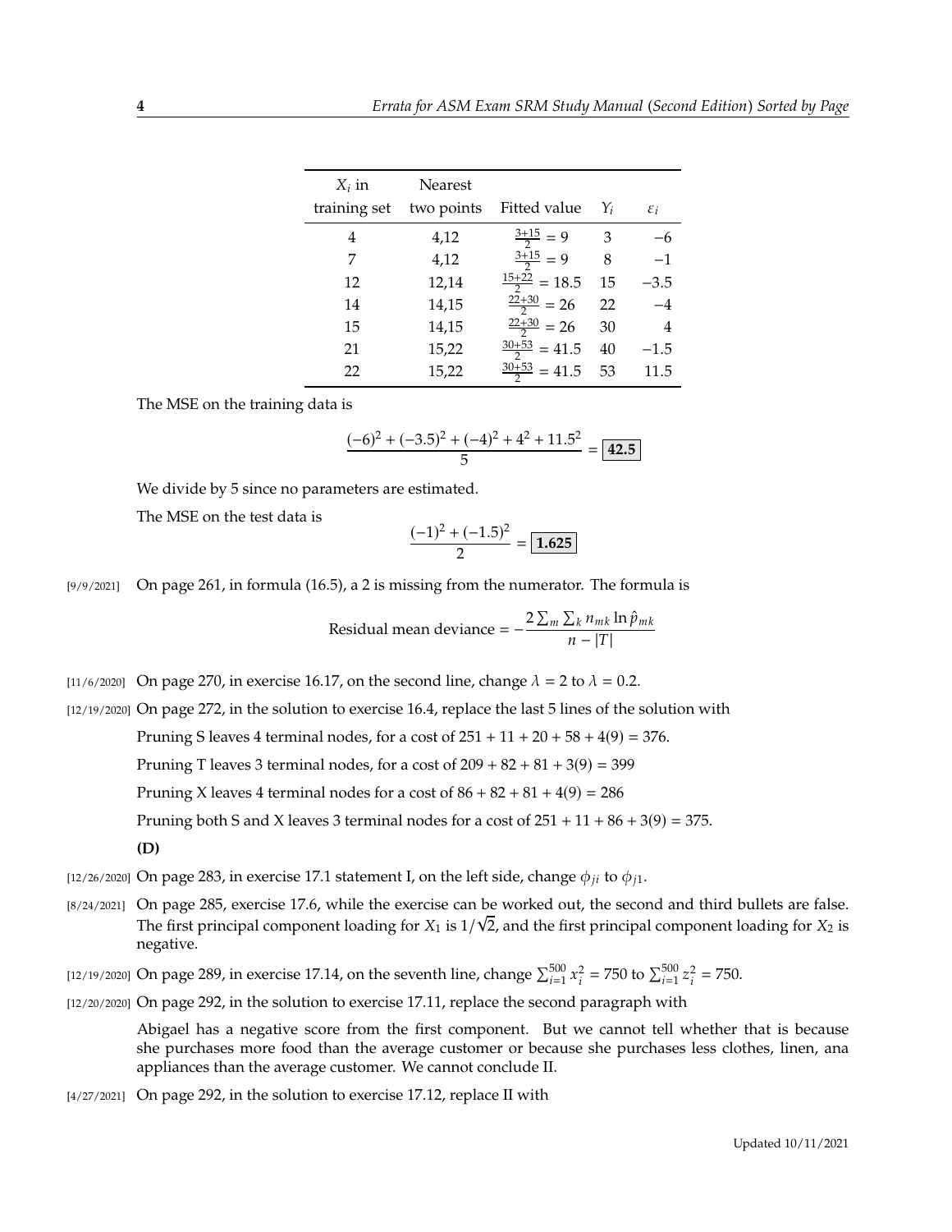| $X_i$ in training set | Nearest two points | Fitted value | $Y_i$ | $\varepsilon_i$ |
|---|---|---|---|---|
| 4 | 4,12 | $\frac{3+15}{2} = 9$ | 3 | $-6$ |
| 7 | 4,12 | $\frac{3+15}{2} = 9$ | 8 | $-1$ |
| 12 | 12,14 | $\frac{15+22}{2} = 18.5$ | 15 | $-3.5$ |
| 14 | 14,15 | $\frac{22+30}{2} = 26$ | 22 | $-4$ |
| 15 | 14,15 | $\frac{22+30}{2} = 26$ | 30 | 4 |
| 21 | 15,22 | $\frac{30+53}{2} = 41.5$ | 40 | $-1.5$ |
| 22 | 15,22 | $\frac{30+53}{2} = 41.5$ | 53 | 11.5 |

The MSE on the training data is

$$\frac{(-6)^2 + (-3.5)^2 + (-4)^2 + 4^2 + 11.5^2}{5} = \boxed{\mathbf{42.5}}$$

We divide by 5 since no parameters are estimated.

The MSE on the test data is

$$\frac{(-1)^2 + (-1.5)^2}{2} = \boxed{\mathbf{1.625}}$$

[9/9/2021] On page 261, in formula (16.5), a 2 is missing from the numerator. The formula is

$$\text{Residual mean deviance} = -\frac{2\sum_m \sum_k n_{mk} \ln \hat{p}_{mk}}{n - |T|}$$

[11/6/2020] On page 270, in exercise 16.17, on the second line, change $\lambda = 2$ to $\lambda = 0.2$.

[12/19/2020] On page 272, in the solution to exercise 16.4, replace the last 5 lines of the solution with

Pruning S leaves 4 terminal nodes, for a cost of $251 + 11 + 20 + 58 + 4(9) = 376$.

Pruning T leaves 3 terminal nodes, for a cost of $209 + 82 + 81 + 3(9) = 399$

Pruning X leaves 4 terminal nodes for a cost of $86 + 82 + 81 + 4(9) = 286$

Pruning both S and X leaves 3 terminal nodes for a cost of $251 + 11 + 86 + 3(9) = 375$.

**(D)**

[12/26/2020] On page 283, in exercise 17.1 statement I, on the left side, change $\phi_{ji}$ to $\phi_{j1}$.

[8/24/2021] On page 285, exercise 17.6, while the exercise can be worked out, the second and third bullets are false. The first principal component loading for $X_1$ is $1/\sqrt{2}$, and the first principal component loading for $X_2$ is negative.

[12/19/2020] On page 289, in exercise 17.14, on the seventh line, change $\sum_{i=1}^{500} x_i^2 = 750$ to $\sum_{i=1}^{500} z_i^2 = 750$.

[12/20/2020] On page 292, in the solution to exercise 17.11, replace the second paragraph with

Abigael has a negative score from the first component. But we cannot tell whether that is because she purchases more food than the average customer or because she purchases less clothes, linen, ana appliances than the average customer. We cannot conclude II.

[4/27/2021] On page 292, in the solution to exercise 17.12, replace II with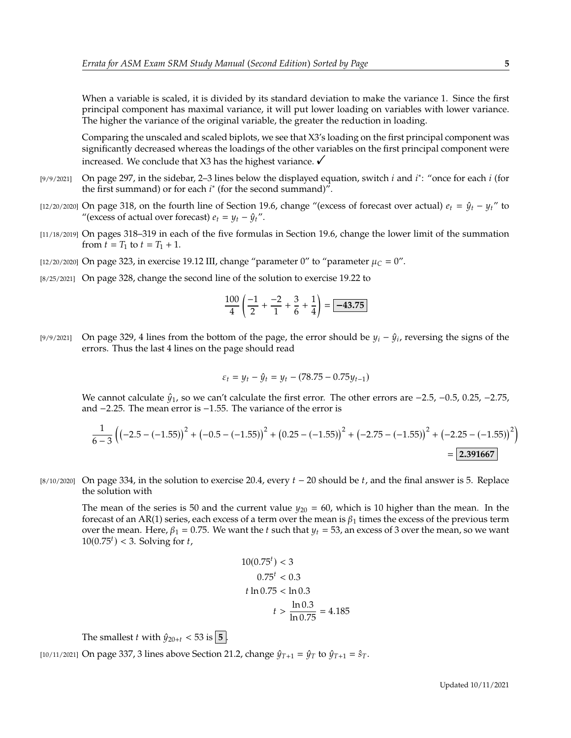When a variable is scaled, it is divided by its standard deviation to make the variance 1. Since the first principal component has maximal variance, it will put lower loading on variables with lower variance. The higher the variance of the original variable, the greater the reduction in loading.

Comparing the unscaled and scaled biplots, we see that X3's loading on the first principal component was significantly decreased whereas the loadings of the other variables on the first principal component were increased. We conclude that X3 has the highest variance. ✓

[9/9/2021] On page 297, in the sidebar, 2–3 lines below the displayed equation, switch $i$ and $i^*$: "once for each $i$ (for the first summand) or for each $i^*$ (for the second summand)".

[12/20/2020] On page 318, on the fourth line of Section 19.6, change "(excess of forecast over actual) $e_t = \hat{y}_t - y_t$" to "(excess of actual over forecast) $e_t = y_t - \hat{y}_t$".

[11/18/2019] On pages 318–319 in each of the five formulas in Section 19.6, change the lower limit of the summation from $t = T_1$ to $t = T_1 + 1$.

[12/20/2020] On page 323, in exercise 19.12 III, change "parameter 0" to "parameter $\mu_C = 0$".

[8/25/2021] On page 328, change the second line of the solution to exercise 19.22 to

$$\frac{100}{4}\left(\frac{-1}{2} + \frac{-2}{1} + \frac{3}{6} + \frac{1}{4}\right) = \boxed{\mathbf{-43.75}}$$

[9/9/2021] On page 329, 4 lines from the bottom of the page, the error should be $y_i - \hat{y}_i$, reversing the signs of the errors. Thus the last 4 lines on the page should read

$$\varepsilon_t = y_t - \hat{y}_t = y_t - (78.75 - 0.75y_{t-1})$$

We cannot calculate $\hat{y}_1$, so we can't calculate the first error. The other errors are $-2.5$, $-0.5$, $0.25$, $-2.75$, and $-2.25$. The mean error is $-1.55$. The variance of the error is

$$\frac{1}{6-3}\Big(\big(-2.5-(-1.55)\big)^2 + \big(-0.5-(-1.55)\big)^2 + \big(0.25-(-1.55)\big)^2 + \big(-2.75-(-1.55)\big)^2 + \big(-2.25-(-1.55)\big)^2\Big) = \boxed{\mathbf{2.391667}}$$

[8/10/2020] On page 334, in the solution to exercise 20.4, every $t - 20$ should be $t$, and the final answer is 5. Replace the solution with

The mean of the series is 50 and the current value $y_{20} = 60$, which is 10 higher than the mean. In the forecast of an AR(1) series, each excess of a term over the mean is $\beta_1$ times the excess of the previous term over the mean. Here, $\beta_1 = 0.75$. We want the $t$ such that $y_t = 53$, an excess of 3 over the mean, so we want $10(0.75^t) < 3$. Solving for $t$,

$$\begin{aligned}
10(0.75^t) &< 3 \\
0.75^t &< 0.3 \\
t \ln 0.75 &< \ln 0.3 \\
t &> \frac{\ln 0.3}{\ln 0.75} = 4.185
\end{aligned}$$

The smallest $t$ with $\hat{y}_{20+t} < 53$ is $\boxed{\mathbf{5}}$.

[10/11/2021] On page 337, 3 lines above Section 21.2, change $\hat{y}_{T+1} = \hat{y}_T$ to $\hat{y}_{T+1} = \hat{s}_T$.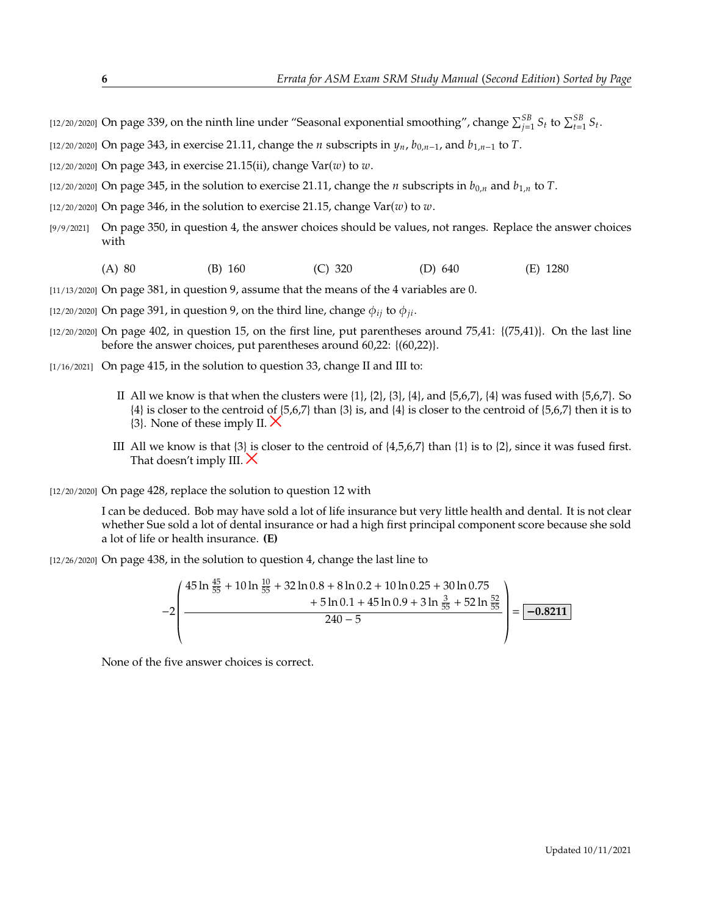[12/20/2020] On page 339, on the ninth line under "Seasonal exponential smoothing", change $\sum_{j=1}^{SB} S_t$ to $\sum_{t=1}^{SB} S_t$.

[12/20/2020] On page 343, in exercise 21.11, change the $n$ subscripts in $y_n$, $b_{0,n-1}$, and $b_{1,n-1}$ to $T$.

[12/20/2020] On page 343, in exercise 21.15(ii), change $\mathrm{Var}(w)$ to $w$.

[12/20/2020] On page 345, in the solution to exercise 21.11, change the $n$ subscripts in $b_{0,n}$ and $b_{1,n}$ to $T$.

[12/20/2020] On page 346, in the solution to exercise 21.15, change $\mathrm{Var}(w)$ to $w$.

[9/9/2021] On page 350, in question 4, the answer choices should be values, not ranges. Replace the answer choices with

(A) 80 (B) 160 (C) 320 (D) 640 (E) 1280

[11/13/2020] On page 381, in question 9, assume that the means of the 4 variables are 0.

[12/20/2020] On page 391, in question 9, on the third line, change $\phi_{ij}$ to $\phi_{ji}$.

[12/20/2020] On page 402, in question 15, on the first line, put parentheses around 75,41: {(75,41)}. On the last line before the answer choices, put parentheses around 60,22: {(60,22)}.

[1/16/2021] On page 415, in the solution to question 33, change II and III to:

II All we know is that when the clusters were {1}, {2}, {3}, {4}, and {5,6,7}, {4} was fused with {5,6,7}. So {4} is closer to the centroid of {5,6,7} than {3} is, and {4} is closer to the centroid of {5,6,7} then it is to {3}. None of these imply II. ✗

III All we know is that {3} is closer to the centroid of {4,5,6,7} than {1} is to {2}, since it was fused first. That doesn't imply III. ✗

[12/20/2020] On page 428, replace the solution to question 12 with

I can be deduced. Bob may have sold a lot of life insurance but very little health and dental. It is not clear whether Sue sold a lot of dental insurance or had a high first principal component score because she sold a lot of life or health insurance. **(E)**

[12/26/2020] On page 438, in the solution to question 4, change the last line to

$$-2\left(\frac{45\ln\frac{45}{55} + 10\ln\frac{10}{55} + 32\ln 0.8 + 8\ln 0.2 + 10\ln 0.25 + 30\ln 0.75 + 5\ln 0.1 + 45\ln 0.9 + 3\ln\frac{3}{55} + 52\ln\frac{52}{55}}{240-5}\right) = \boxed{-0.8211}$$

None of the five answer choices is correct.